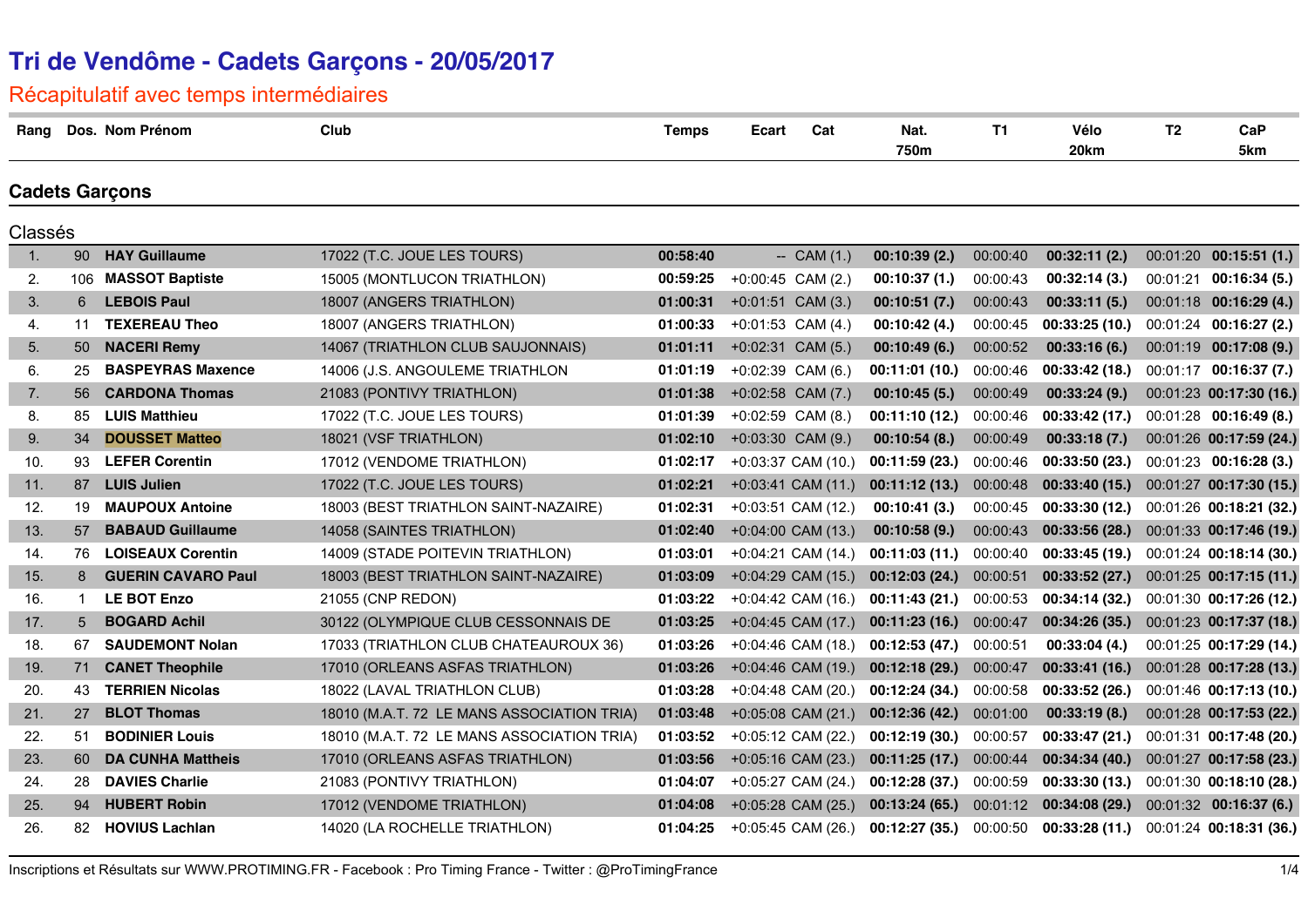# Tri de Vendôme - Cadets Garçons - 20/05/2017

## Récapitulatif avec temps intermédiaires

### Cadets Garçons

Classés

| Rang | Dos. | Nom Prénom | Club | Temps | Ecart | Cat | Nat. 750m | T1 | Vélo 20km | T2 | CaP 5km |
|---|---|---|---|---|---|---|---|---|---|---|---|
| 1. | 90 | **HAY Guillaume** | 17022 (T.C. JOUE LES TOURS) | **00:58:40** | -- | CAM (1.) | **00:10:39 (2.)** | 00:00:40 | **00:32:11 (2.)** | 00:01:20 | **00:15:51 (1.)** |
| 2. | 106 | **MASSOT Baptiste** | 15005 (MONTLUCON TRIATHLON) | **00:59:25** | +0:00:45 | CAM (2.) | **00:10:37 (1.)** | 00:00:43 | **00:32:14 (3.)** | 00:01:21 | **00:16:34 (5.)** |
| 3. | 6 | **LEBOIS Paul** | 18007 (ANGERS TRIATHLON) | **01:00:31** | +0:01:51 | CAM (3.) | **00:10:51 (7.)** | 00:00:43 | **00:33:11 (5.)** | 00:01:18 | **00:16:29 (4.)** |
| 4. | 11 | **TEXEREAU Theo** | 18007 (ANGERS TRIATHLON) | **01:00:33** | +0:01:53 | CAM (4.) | **00:10:42 (4.)** | 00:00:45 | **00:33:25 (10.)** | 00:01:24 | **00:16:27 (2.)** |
| 5. | 50 | **NACERI Remy** | 14067 (TRIATHLON CLUB SAUJONNAIS) | **01:01:11** | +0:02:31 | CAM (5.) | **00:10:49 (6.)** | 00:00:52 | **00:33:16 (6.)** | 00:01:19 | **00:17:08 (9.)** |
| 6. | 25 | **BASPEYRAS Maxence** | 14006 (J.S. ANGOULEME TRIATHLON | **01:01:19** | +0:02:39 | CAM (6.) | **00:11:01 (10.)** | 00:00:46 | **00:33:42 (18.)** | 00:01:17 | **00:16:37 (7.)** |
| 7. | 56 | **CARDONA Thomas** | 21083 (PONTIVY TRIATHLON) | **01:01:38** | +0:02:58 | CAM (7.) | **00:10:45 (5.)** | 00:00:49 | **00:33:24 (9.)** | 00:01:23 | **00:17:30 (16.)** |
| 8. | 85 | **LUIS Matthieu** | 17022 (T.C. JOUE LES TOURS) | **01:01:39** | +0:02:59 | CAM (8.) | **00:11:10 (12.)** | 00:00:46 | **00:33:42 (17.)** | 00:01:28 | **00:16:49 (8.)** |
| 9. | 34 | **DOUSSET Matteo** | 18021 (VSF TRIATHLON) | **01:02:10** | +0:03:30 | CAM (9.) | **00:10:54 (8.)** | 00:00:49 | **00:33:18 (7.)** | 00:01:26 | **00:17:59 (24.)** |
| 10. | 93 | **LEFER Corentin** | 17012 (VENDOME TRIATHLON) | **01:02:17** | +0:03:37 | CAM (10.) | **00:11:59 (23.)** | 00:00:46 | **00:33:50 (23.)** | 00:01:23 | **00:16:28 (3.)** |
| 11. | 87 | **LUIS Julien** | 17022 (T.C. JOUE LES TOURS) | **01:02:21** | +0:03:41 | CAM (11.) | **00:11:12 (13.)** | 00:00:48 | **00:33:40 (15.)** | 00:01:27 | **00:17:30 (15.)** |
| 12. | 19 | **MAUPOUX Antoine** | 18003 (BEST TRIATHLON SAINT-NAZAIRE) | **01:02:31** | +0:03:51 | CAM (12.) | **00:10:41 (3.)** | 00:00:45 | **00:33:30 (12.)** | 00:01:26 | **00:18:21 (32.)** |
| 13. | 57 | **BABAUD Guillaume** | 14058 (SAINTES TRIATHLON) | **01:02:40** | +0:04:00 | CAM (13.) | **00:10:58 (9.)** | 00:00:43 | **00:33:56 (28.)** | 00:01:33 | **00:17:46 (19.)** |
| 14. | 76 | **LOISEAUX Corentin** | 14009 (STADE POITEVIN TRIATHLON) | **01:03:01** | +0:04:21 | CAM (14.) | **00:11:03 (11.)** | 00:00:40 | **00:33:45 (19.)** | 00:01:24 | **00:18:14 (30.)** |
| 15. | 8 | **GUERIN CAVARO Paul** | 18003 (BEST TRIATHLON SAINT-NAZAIRE) | **01:03:09** | +0:04:29 | CAM (15.) | **00:12:03 (24.)** | 00:00:51 | **00:33:52 (27.)** | 00:01:25 | **00:17:15 (11.)** |
| 16. | 1 | **LE BOT Enzo** | 21055 (CNP REDON) | **01:03:22** | +0:04:42 | CAM (16.) | **00:11:43 (21.)** | 00:00:53 | **00:34:14 (32.)** | 00:01:30 | **00:17:26 (12.)** |
| 17. | 5 | **BOGARD Achil** | 30122 (OLYMPIQUE CLUB CESSONNAIS DE | **01:03:25** | +0:04:45 | CAM (17.) | **00:11:23 (16.)** | 00:00:47 | **00:34:26 (35.)** | 00:01:23 | **00:17:37 (18.)** |
| 18. | 67 | **SAUDEMONT Nolan** | 17033 (TRIATHLON CLUB CHATEAUROUX 36) | **01:03:26** | +0:04:46 | CAM (18.) | **00:12:53 (47.)** | 00:00:51 | **00:33:04 (4.)** | 00:01:25 | **00:17:29 (14.)** |
| 19. | 71 | **CANET Theophile** | 17010 (ORLEANS ASFAS TRIATHLON) | **01:03:26** | +0:04:46 | CAM (19.) | **00:12:18 (29.)** | 00:00:47 | **00:33:41 (16.)** | 00:01:28 | **00:17:28 (13.)** |
| 20. | 43 | **TERRIEN Nicolas** | 18022 (LAVAL TRIATHLON CLUB) | **01:03:28** | +0:04:48 | CAM (20.) | **00:12:24 (34.)** | 00:00:58 | **00:33:52 (26.)** | 00:01:46 | **00:17:13 (10.)** |
| 21. | 27 | **BLOT Thomas** | 18010 (M.A.T. 72 LE MANS ASSOCIATION TRIA) | **01:03:48** | +0:05:08 | CAM (21.) | **00:12:36 (42.)** | 00:01:00 | **00:33:19 (8.)** | 00:01:28 | **00:17:53 (22.)** |
| 22. | 51 | **BODINIER Louis** | 18010 (M.A.T. 72 LE MANS ASSOCIATION TRIA) | **01:03:52** | +0:05:12 | CAM (22.) | **00:12:19 (30.)** | 00:00:57 | **00:33:47 (21.)** | 00:01:31 | **00:17:48 (20.)** |
| 23. | 60 | **DA CUNHA Mattheis** | 17010 (ORLEANS ASFAS TRIATHLON) | **01:03:56** | +0:05:16 | CAM (23.) | **00:11:25 (17.)** | 00:00:44 | **00:34:34 (40.)** | 00:01:27 | **00:17:58 (23.)** |
| 24. | 28 | **DAVIES Charlie** | 21083 (PONTIVY TRIATHLON) | **01:04:07** | +0:05:27 | CAM (24.) | **00:12:28 (37.)** | 00:00:59 | **00:33:30 (13.)** | 00:01:30 | **00:18:10 (28.)** |
| 25. | 94 | **HUBERT Robin** | 17012 (VENDOME TRIATHLON) | **01:04:08** | +0:05:28 | CAM (25.) | **00:13:24 (65.)** | 00:01:12 | **00:34:08 (29.)** | 00:01:32 | **00:16:37 (6.)** |
| 26. | 82 | **HOVIUS Lachlan** | 14020 (LA ROCHELLE TRIATHLON) | **01:04:25** | +0:05:45 | CAM (26.) | **00:12:27 (35.)** | 00:00:50 | **00:33:28 (11.)** | 00:01:24 | **00:18:31 (36.)** |

Inscriptions et Résultats sur WWW.PROTIMING.FR - Facebook : Pro Timing France - Twitter : @ProTimingFrance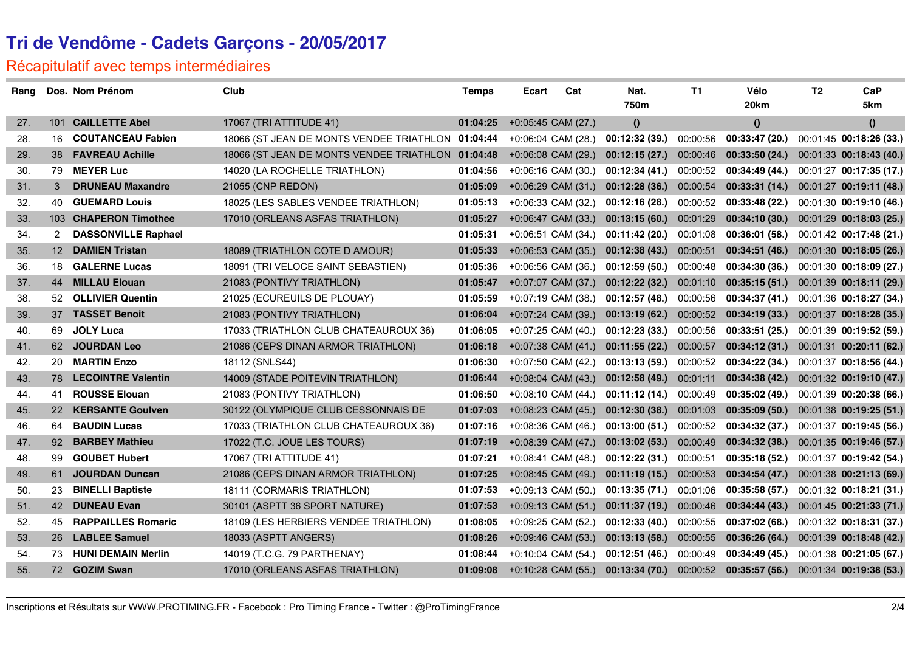# Tri de Vendôme - Cadets Garçons - 20/05/2017

## Récapitulatif avec temps intermédiaires

| Rang | Dos. | Nom Prénom | Club | Temps | Ecart | Cat | Nat. 750m | T1 | Vélo 20km | T2 | CaP 5km |
|---|---|---|---|---|---|---|---|---|---|---|---|
| 27. | 101 | **CAILLETTE Abel** | 17067 (TRI ATTITUDE 41) | **01:04:25** | +0:05:45 | CAM (27.) | **()** | | **()** | | **()** |
| 28. | 16 | **COUTANCEAU Fabien** | 18066 (ST JEAN DE MONTS VENDEE TRIATHLON | **01:04:44** | +0:06:04 | CAM (28.) | **00:12:32 (39.)** | 00:00:56 | **00:33:47 (20.)** | 00:01:45 | **00:18:26 (33.)** |
| 29. | 38 | **FAVREAU Achille** | 18066 (ST JEAN DE MONTS VENDEE TRIATHLON | **01:04:48** | +0:06:08 | CAM (29.) | **00:12:15 (27.)** | 00:00:46 | **00:33:50 (24.)** | 00:01:33 | **00:18:43 (40.)** |
| 30. | 79 | **MEYER Luc** | 14020 (LA ROCHELLE TRIATHLON) | **01:04:56** | +0:06:16 | CAM (30.) | **00:12:34 (41.)** | 00:00:52 | **00:34:49 (44.)** | 00:01:27 | **00:17:35 (17.)** |
| 31. | 3 | **DRUNEAU Maxandre** | 21055 (CNP REDON) | **01:05:09** | +0:06:29 | CAM (31.) | **00:12:28 (36.)** | 00:00:54 | **00:33:31 (14.)** | 00:01:27 | **00:19:11 (48.)** |
| 32. | 40 | **GUEMARD Louis** | 18025 (LES SABLES VENDEE TRIATHLON) | **01:05:13** | +0:06:33 | CAM (32.) | **00:12:16 (28.)** | 00:00:52 | **00:33:48 (22.)** | 00:01:30 | **00:19:10 (46.)** |
| 33. | 103 | **CHAPERON Timothee** | 17010 (ORLEANS ASFAS TRIATHLON) | **01:05:27** | +0:06:47 | CAM (33.) | **00:13:15 (60.)** | 00:01:29 | **00:34:10 (30.)** | 00:01:29 | **00:18:03 (25.)** |
| 34. | 2 | **DASSONVILLE Raphael** | | **01:05:31** | +0:06:51 | CAM (34.) | **00:11:42 (20.)** | 00:01:08 | **00:36:01 (58.)** | 00:01:42 | **00:17:48 (21.)** |
| 35. | 12 | **DAMIEN Tristan** | 18089 (TRIATHLON COTE D AMOUR) | **01:05:33** | +0:06:53 | CAM (35.) | **00:12:38 (43.)** | 00:00:51 | **00:34:51 (46.)** | 00:01:30 | **00:18:05 (26.)** |
| 36. | 18 | **GALERNE Lucas** | 18091 (TRI VELOCE SAINT SEBASTIEN) | **01:05:36** | +0:06:56 | CAM (36.) | **00:12:59 (50.)** | 00:00:48 | **00:34:30 (36.)** | 00:01:30 | **00:18:09 (27.)** |
| 37. | 44 | **MILLAU Elouan** | 21083 (PONTIVY TRIATHLON) | **01:05:47** | +0:07:07 | CAM (37.) | **00:12:22 (32.)** | 00:01:10 | **00:35:15 (51.)** | 00:01:39 | **00:18:11 (29.)** |
| 38. | 52 | **OLLIVIER Quentin** | 21025 (ECUREUILS DE PLOUAY) | **01:05:59** | +0:07:19 | CAM (38.) | **00:12:57 (48.)** | 00:00:56 | **00:34:37 (41.)** | 00:01:36 | **00:18:27 (34.)** |
| 39. | 37 | **TASSET Benoit** | 21083 (PONTIVY TRIATHLON) | **01:06:04** | +0:07:24 | CAM (39.) | **00:13:19 (62.)** | 00:00:52 | **00:34:19 (33.)** | 00:01:37 | **00:18:28 (35.)** |
| 40. | 69 | **JOLY Luca** | 17033 (TRIATHLON CLUB CHATEAUROUX 36) | **01:06:05** | +0:07:25 | CAM (40.) | **00:12:23 (33.)** | 00:00:56 | **00:33:51 (25.)** | 00:01:39 | **00:19:52 (59.)** |
| 41. | 62 | **JOURDAN Leo** | 21086 (CEPS DINAN ARMOR TRIATHLON) | **01:06:18** | +0:07:38 | CAM (41.) | **00:11:55 (22.)** | 00:00:57 | **00:34:12 (31.)** | 00:01:31 | **00:20:11 (62.)** |
| 42. | 20 | **MARTIN Enzo** | 18112 (SNLS44) | **01:06:30** | +0:07:50 | CAM (42.) | **00:13:13 (59.)** | 00:00:52 | **00:34:22 (34.)** | 00:01:37 | **00:18:56 (44.)** |
| 43. | 78 | **LECOINTRE Valentin** | 14009 (STADE POITEVIN TRIATHLON) | **01:06:44** | +0:08:04 | CAM (43.) | **00:12:58 (49.)** | 00:01:11 | **00:34:38 (42.)** | 00:01:32 | **00:19:10 (47.)** |
| 44. | 41 | **ROUSSE Elouan** | 21083 (PONTIVY TRIATHLON) | **01:06:50** | +0:08:10 | CAM (44.) | **00:11:12 (14.)** | 00:00:49 | **00:35:02 (49.)** | 00:01:39 | **00:20:38 (66.)** |
| 45. | 22 | **KERSANTE Goulven** | 30122 (OLYMPIQUE CLUB CESSONNAIS DE | **01:07:03** | +0:08:23 | CAM (45.) | **00:12:30 (38.)** | 00:01:03 | **00:35:09 (50.)** | 00:01:38 | **00:19:25 (51.)** |
| 46. | 64 | **BAUDIN Lucas** | 17033 (TRIATHLON CLUB CHATEAUROUX 36) | **01:07:16** | +0:08:36 | CAM (46.) | **00:13:00 (51.)** | 00:00:52 | **00:34:32 (37.)** | 00:01:37 | **00:19:45 (56.)** |
| 47. | 92 | **BARBEY Mathieu** | 17022 (T.C. JOUE LES TOURS) | **01:07:19** | +0:08:39 | CAM (47.) | **00:13:02 (53.)** | 00:00:49 | **00:34:32 (38.)** | 00:01:35 | **00:19:46 (57.)** |
| 48. | 99 | **GOUBET Hubert** | 17067 (TRI ATTITUDE 41) | **01:07:21** | +0:08:41 | CAM (48.) | **00:12:22 (31.)** | 00:00:51 | **00:35:18 (52.)** | 00:01:37 | **00:19:42 (54.)** |
| 49. | 61 | **JOURDAN Duncan** | 21086 (CEPS DINAN ARMOR TRIATHLON) | **01:07:25** | +0:08:45 | CAM (49.) | **00:11:19 (15.)** | 00:00:53 | **00:34:54 (47.)** | 00:01:38 | **00:21:13 (69.)** |
| 50. | 23 | **BINELLI Baptiste** | 18111 (CORMARIS TRIATHLON) | **01:07:53** | +0:09:13 | CAM (50.) | **00:13:35 (71.)** | 00:01:06 | **00:35:58 (57.)** | 00:01:32 | **00:18:21 (31.)** |
| 51. | 42 | **DUNEAU Evan** | 30101 (ASPTT 36 SPORT NATURE) | **01:07:53** | +0:09:13 | CAM (51.) | **00:11:37 (19.)** | 00:00:46 | **00:34:44 (43.)** | 00:01:45 | **00:21:33 (71.)** |
| 52. | 45 | **RAPPAILLES Romaric** | 18109 (LES HERBIERS VENDEE TRIATHLON) | **01:08:05** | +0:09:25 | CAM (52.) | **00:12:33 (40.)** | 00:00:55 | **00:37:02 (68.)** | 00:01:32 | **00:18:31 (37.)** |
| 53. | 26 | **LABLEE Samuel** | 18033 (ASPTT ANGERS) | **01:08:26** | +0:09:46 | CAM (53.) | **00:13:13 (58.)** | 00:00:55 | **00:36:26 (64.)** | 00:01:39 | **00:18:48 (42.)** |
| 54. | 73 | **HUNI DEMAIN Merlin** | 14019 (T.C.G. 79 PARTHENAY) | **01:08:44** | +0:10:04 | CAM (54.) | **00:12:51 (46.)** | 00:00:49 | **00:34:49 (45.)** | 00:01:38 | **00:21:05 (67.)** |
| 55. | 72 | **GOZIM Swan** | 17010 (ORLEANS ASFAS TRIATHLON) | **01:09:08** | +0:10:28 | CAM (55.) | **00:13:34 (70.)** | 00:00:52 | **00:35:57 (56.)** | 00:01:34 | **00:19:38 (53.)** |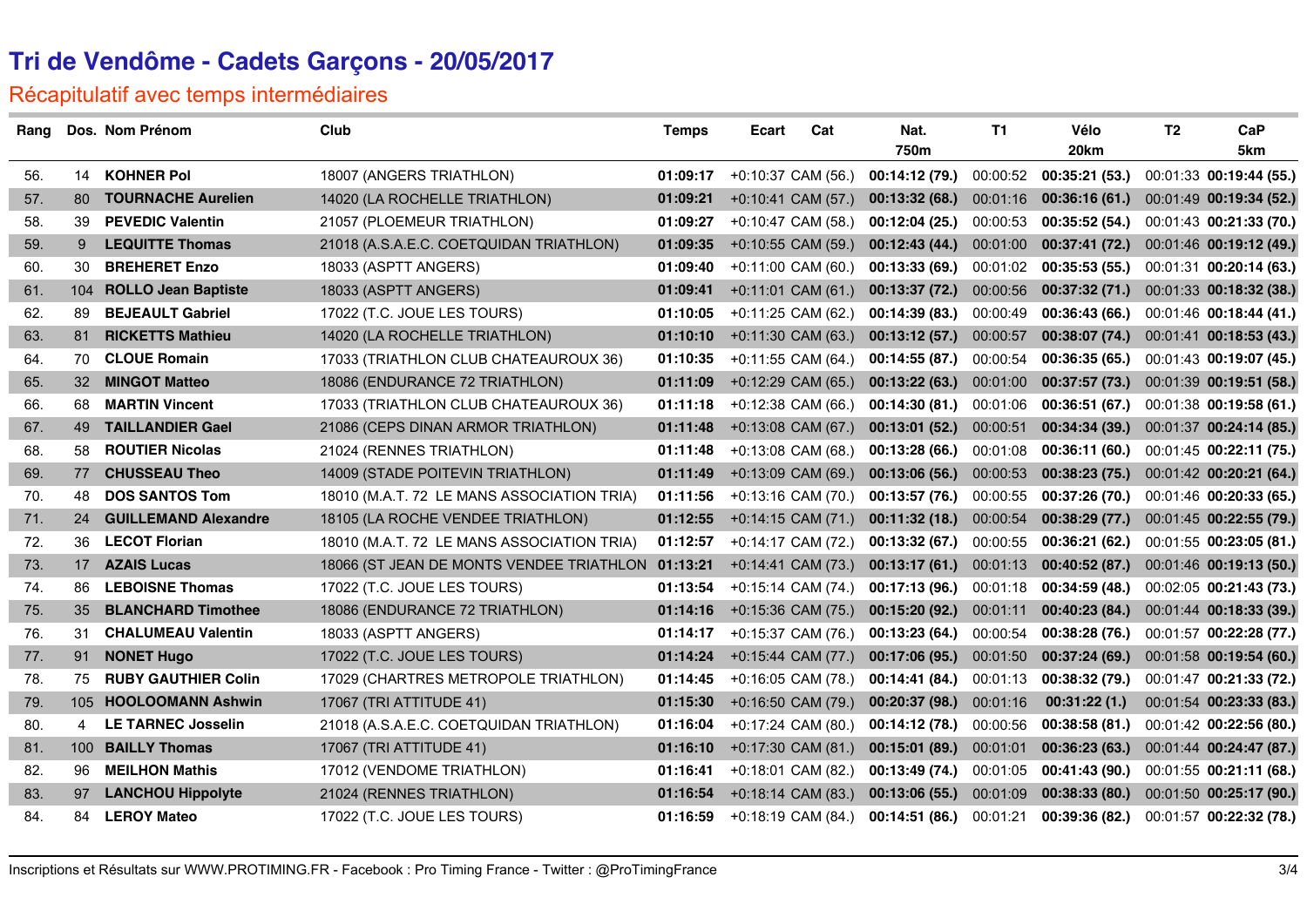# Tri de Vendôme - Cadets Garçons - 20/05/2017

## Récapitulatif avec temps intermédiaires

| Rang | Dos. | Nom Prénom | Club | Temps | Ecart | Cat | Nat. 750m | T1 | Vélo 20km | T2 | CaP 5km |
|---|---|---|---|---|---|---|---|---|---|---|---|
| 56. | 14 | **KOHNER Pol** | 18007 (ANGERS TRIATHLON) | **01:09:17** | +0:10:37 | CAM (56.) | **00:14:12 (79.)** | 00:00:52 | **00:35:21 (53.)** | 00:01:33 | **00:19:44 (55.)** |
| 57. | 80 | **TOURNACHE Aurelien** | 14020 (LA ROCHELLE TRIATHLON) | **01:09:21** | +0:10:41 | CAM (57.) | **00:13:32 (68.)** | 00:01:16 | **00:36:16 (61.)** | 00:01:49 | **00:19:34 (52.)** |
| 58. | 39 | **PEVEDIC Valentin** | 21057 (PLOEMEUR TRIATHLON) | **01:09:27** | +0:10:47 | CAM (58.) | **00:12:04 (25.)** | 00:00:53 | **00:35:52 (54.)** | 00:01:43 | **00:21:33 (70.)** |
| 59. | 9 | **LEQUITTE Thomas** | 21018 (A.S.A.E.C. COETQUIDAN TRIATHLON) | **01:09:35** | +0:10:55 | CAM (59.) | **00:12:43 (44.)** | 00:01:00 | **00:37:41 (72.)** | 00:01:46 | **00:19:12 (49.)** |
| 60. | 30 | **BREHERET Enzo** | 18033 (ASPTT ANGERS) | **01:09:40** | +0:11:00 | CAM (60.) | **00:13:33 (69.)** | 00:01:02 | **00:35:53 (55.)** | 00:01:31 | **00:20:14 (63.)** |
| 61. | 104 | **ROLLO Jean Baptiste** | 18033 (ASPTT ANGERS) | **01:09:41** | +0:11:01 | CAM (61.) | **00:13:37 (72.)** | 00:00:56 | **00:37:32 (71.)** | 00:01:33 | **00:18:32 (38.)** |
| 62. | 89 | **BEJEAULT Gabriel** | 17022 (T.C. JOUE LES TOURS) | **01:10:05** | +0:11:25 | CAM (62.) | **00:14:39 (83.)** | 00:00:49 | **00:36:43 (66.)** | 00:01:46 | **00:18:44 (41.)** |
| 63. | 81 | **RICKETTS Mathieu** | 14020 (LA ROCHELLE TRIATHLON) | **01:10:10** | +0:11:30 | CAM (63.) | **00:13:12 (57.)** | 00:00:57 | **00:38:07 (74.)** | 00:01:41 | **00:18:53 (43.)** |
| 64. | 70 | **CLOUE Romain** | 17033 (TRIATHLON CLUB CHATEAUROUX 36) | **01:10:35** | +0:11:55 | CAM (64.) | **00:14:55 (87.)** | 00:00:54 | **00:36:35 (65.)** | 00:01:43 | **00:19:07 (45.)** |
| 65. | 32 | **MINGOT Matteo** | 18086 (ENDURANCE 72 TRIATHLON) | **01:11:09** | +0:12:29 | CAM (65.) | **00:13:22 (63.)** | 00:01:00 | **00:37:57 (73.)** | 00:01:39 | **00:19:51 (58.)** |
| 66. | 68 | **MARTIN Vincent** | 17033 (TRIATHLON CLUB CHATEAUROUX 36) | **01:11:18** | +0:12:38 | CAM (66.) | **00:14:30 (81.)** | 00:01:06 | **00:36:51 (67.)** | 00:01:38 | **00:19:58 (61.)** |
| 67. | 49 | **TAILLANDIER Gael** | 21086 (CEPS DINAN ARMOR TRIATHLON) | **01:11:48** | +0:13:08 | CAM (67.) | **00:13:01 (52.)** | 00:00:51 | **00:34:34 (39.)** | 00:01:37 | **00:24:14 (85.)** |
| 68. | 58 | **ROUTIER Nicolas** | 21024 (RENNES TRIATHLON) | **01:11:48** | +0:13:08 | CAM (68.) | **00:13:28 (66.)** | 00:01:08 | **00:36:11 (60.)** | 00:01:45 | **00:22:11 (75.)** |
| 69. | 77 | **CHUSSEAU Theo** | 14009 (STADE POITEVIN TRIATHLON) | **01:11:49** | +0:13:09 | CAM (69.) | **00:13:06 (56.)** | 00:00:53 | **00:38:23 (75.)** | 00:01:42 | **00:20:21 (64.)** |
| 70. | 48 | **DOS SANTOS Tom** | 18010 (M.A.T. 72 LE MANS ASSOCIATION TRIA) | **01:11:56** | +0:13:16 | CAM (70.) | **00:13:57 (76.)** | 00:00:55 | **00:37:26 (70.)** | 00:01:46 | **00:20:33 (65.)** |
| 71. | 24 | **GUILLEMAND Alexandre** | 18105 (LA ROCHE VENDEE TRIATHLON) | **01:12:55** | +0:14:15 | CAM (71.) | **00:11:32 (18.)** | 00:00:54 | **00:38:29 (77.)** | 00:01:45 | **00:22:55 (79.)** |
| 72. | 36 | **LECOT Florian** | 18010 (M.A.T. 72 LE MANS ASSOCIATION TRIA) | **01:12:57** | +0:14:17 | CAM (72.) | **00:13:32 (67.)** | 00:00:55 | **00:36:21 (62.)** | 00:01:55 | **00:23:05 (81.)** |
| 73. | 17 | **AZAIS Lucas** | 18066 (ST JEAN DE MONTS VENDEE TRIATHLON | **01:13:21** | +0:14:41 | CAM (73.) | **00:13:17 (61.)** | 00:01:13 | **00:40:52 (87.)** | 00:01:46 | **00:19:13 (50.)** |
| 74. | 86 | **LEBOISNE Thomas** | 17022 (T.C. JOUE LES TOURS) | **01:13:54** | +0:15:14 | CAM (74.) | **00:17:13 (96.)** | 00:01:18 | **00:34:59 (48.)** | 00:02:05 | **00:21:43 (73.)** |
| 75. | 35 | **BLANCHARD Timothee** | 18086 (ENDURANCE 72 TRIATHLON) | **01:14:16** | +0:15:36 | CAM (75.) | **00:15:20 (92.)** | 00:01:11 | **00:40:23 (84.)** | 00:01:44 | **00:18:33 (39.)** |
| 76. | 31 | **CHALUMEAU Valentin** | 18033 (ASPTT ANGERS) | **01:14:17** | +0:15:37 | CAM (76.) | **00:13:23 (64.)** | 00:00:54 | **00:38:28 (76.)** | 00:01:57 | **00:22:28 (77.)** |
| 77. | 91 | **NONET Hugo** | 17022 (T.C. JOUE LES TOURS) | **01:14:24** | +0:15:44 | CAM (77.) | **00:17:06 (95.)** | 00:01:50 | **00:37:24 (69.)** | 00:01:58 | **00:19:54 (60.)** |
| 78. | 75 | **RUBY GAUTHIER Colin** | 17029 (CHARTRES METROPOLE TRIATHLON) | **01:14:45** | +0:16:05 | CAM (78.) | **00:14:41 (84.)** | 00:01:13 | **00:38:32 (79.)** | 00:01:47 | **00:21:33 (72.)** |
| 79. | 105 | **HOOLOOMANN Ashwin** | 17067 (TRI ATTITUDE 41) | **01:15:30** | +0:16:50 | CAM (79.) | **00:20:37 (98.)** | 00:01:16 | **00:31:22 (1.)** | 00:01:54 | **00:23:33 (83.)** |
| 80. | 4 | **LE TARNEC Josselin** | 21018 (A.S.A.E.C. COETQUIDAN TRIATHLON) | **01:16:04** | +0:17:24 | CAM (80.) | **00:14:12 (78.)** | 00:00:56 | **00:38:58 (81.)** | 00:01:42 | **00:22:56 (80.)** |
| 81. | 100 | **BAILLY Thomas** | 17067 (TRI ATTITUDE 41) | **01:16:10** | +0:17:30 | CAM (81.) | **00:15:01 (89.)** | 00:01:01 | **00:36:23 (63.)** | 00:01:44 | **00:24:47 (87.)** |
| 82. | 96 | **MEILHON Mathis** | 17012 (VENDOME TRIATHLON) | **01:16:41** | +0:18:01 | CAM (82.) | **00:13:49 (74.)** | 00:01:05 | **00:41:43 (90.)** | 00:01:55 | **00:21:11 (68.)** |
| 83. | 97 | **LANCHOU Hippolyte** | 21024 (RENNES TRIATHLON) | **01:16:54** | +0:18:14 | CAM (83.) | **00:13:06 (55.)** | 00:01:09 | **00:38:33 (80.)** | 00:01:50 | **00:25:17 (90.)** |
| 84. | 84 | **LEROY Mateo** | 17022 (T.C. JOUE LES TOURS) | **01:16:59** | +0:18:19 | CAM (84.) | **00:14:51 (86.)** | 00:01:21 | **00:39:36 (82.)** | 00:01:57 | **00:22:32 (78.)** |

Inscriptions et Résultats sur WWW.PROTIMING.FR - Facebook : Pro Timing France - Twitter : @ProTimingFrance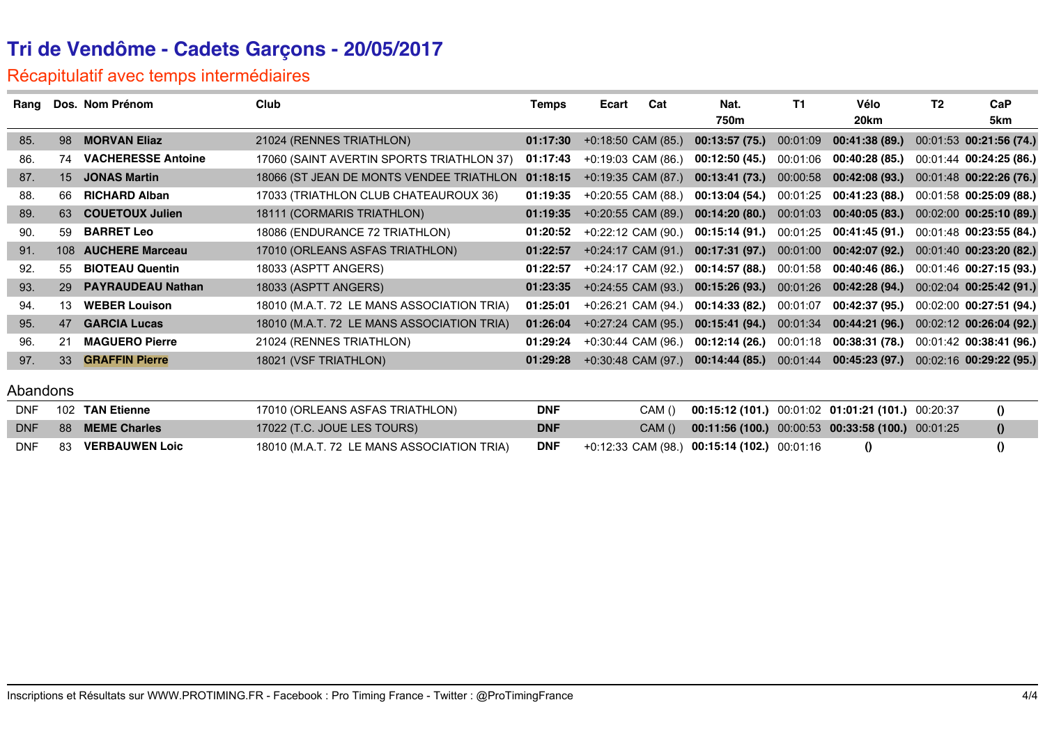# Tri de Vendôme - Cadets Garçons - 20/05/2017

## Récapitulatif avec temps intermédiaires

| Rang | Dos. | Nom Prénom | Club | Temps | Ecart | Cat | Nat. 750m | T1 | Vélo 20km | T2 | CaP 5km |
|---|---|---|---|---|---|---|---|---|---|---|---|
| 85. | 98 | **MORVAN Eliaz** | 21024 (RENNES TRIATHLON) | **01:17:30** | +0:18:50 | CAM (85.) | **00:13:57 (75.)** | 00:01:09 | **00:41:38 (89.)** | 00:01:53 | **00:21:56 (74.)** |
| 86. | 74 | **VACHERESSE Antoine** | 17060 (SAINT AVERTIN SPORTS TRIATHLON 37) | **01:17:43** | +0:19:03 | CAM (86.) | **00:12:50 (45.)** | 00:01:06 | **00:40:28 (85.)** | 00:01:44 | **00:24:25 (86.)** |
| 87. | 15 | **JONAS Martin** | 18066 (ST JEAN DE MONTS VENDEE TRIATHLON | **01:18:15** | +0:19:35 | CAM (87.) | **00:13:41 (73.)** | 00:00:58 | **00:42:08 (93.)** | 00:01:48 | **00:22:26 (76.)** |
| 88. | 66 | **RICHARD Alban** | 17033 (TRIATHLON CLUB CHATEAUROUX 36) | **01:19:35** | +0:20:55 | CAM (88.) | **00:13:04 (54.)** | 00:01:25 | **00:41:23 (88.)** | 00:01:58 | **00:25:09 (88.)** |
| 89. | 63 | **COUETOUX Julien** | 18111 (CORMARIS TRIATHLON) | **01:19:35** | +0:20:55 | CAM (89.) | **00:14:20 (80.)** | 00:01:03 | **00:40:05 (83.)** | 00:02:00 | **00:25:10 (89.)** |
| 90. | 59 | **BARRET Leo** | 18086 (ENDURANCE 72 TRIATHLON) | **01:20:52** | +0:22:12 | CAM (90.) | **00:15:14 (91.)** | 00:01:25 | **00:41:45 (91.)** | 00:01:48 | **00:23:55 (84.)** |
| 91. | 108 | **AUCHERE Marceau** | 17010 (ORLEANS ASFAS TRIATHLON) | **01:22:57** | +0:24:17 | CAM (91.) | **00:17:31 (97.)** | 00:01:00 | **00:42:07 (92.)** | 00:01:40 | **00:23:20 (82.)** |
| 92. | 55 | **BIOTEAU Quentin** | 18033 (ASPTT ANGERS) | **01:22:57** | +0:24:17 | CAM (92.) | **00:14:57 (88.)** | 00:01:58 | **00:40:46 (86.)** | 00:01:46 | **00:27:15 (93.)** |
| 93. | 29 | **PAYRAUDEAU Nathan** | 18033 (ASPTT ANGERS) | **01:23:35** | +0:24:55 | CAM (93.) | **00:15:26 (93.)** | 00:01:26 | **00:42:28 (94.)** | 00:02:04 | **00:25:42 (91.)** |
| 94. | 13 | **WEBER Louison** | 18010 (M.A.T. 72 LE MANS ASSOCIATION TRIA) | **01:25:01** | +0:26:21 | CAM (94.) | **00:14:33 (82.)** | 00:01:07 | **00:42:37 (95.)** | 00:02:00 | **00:27:51 (94.)** |
| 95. | 47 | **GARCIA Lucas** | 18010 (M.A.T. 72 LE MANS ASSOCIATION TRIA) | **01:26:04** | +0:27:24 | CAM (95.) | **00:15:41 (94.)** | 00:01:34 | **00:44:21 (96.)** | 00:02:12 | **00:26:04 (92.)** |
| 96. | 21 | **MAGUERO Pierre** | 21024 (RENNES TRIATHLON) | **01:29:24** | +0:30:44 | CAM (96.) | **00:12:14 (26.)** | 00:01:18 | **00:38:31 (78.)** | 00:01:42 | **00:38:41 (96.)** |
| 97. | 33 | **GRAFFIN Pierre** | 18021 (VSF TRIATHLON) | **01:29:28** | +0:30:48 | CAM (97.) | **00:14:44 (85.)** | 00:01:44 | **00:45:23 (97.)** | 00:02:16 | **00:29:22 (95.)** |

## Abandons

| Rang | Dos. | Nom Prénom | Club | Temps | Ecart | Cat | Nat. 750m | T1 | Vélo 20km | T2 | CaP 5km |
|---|---|---|---|---|---|---|---|---|---|---|---|
| DNF | 102 | **TAN Etienne** | 17010 (ORLEANS ASFAS TRIATHLON) | **DNF** | | CAM () | **00:15:12 (101.)** | 00:01:02 | **01:01:21 (101.)** | 00:20:37 | **()** |
| DNF | 88 | **MEME Charles** | 17022 (T.C. JOUE LES TOURS) | **DNF** | | CAM () | **00:11:56 (100.)** | 00:00:53 | **00:33:58 (100.)** | 00:01:25 | **()** |
| DNF | 83 | **VERBAUWEN Loic** | 18010 (M.A.T. 72 LE MANS ASSOCIATION TRIA) | **DNF** | +0:12:33 | CAM (98.) | **00:15:14 (102.)** | 00:01:16 | **()** | | **()** |

Inscriptions et Résultats sur WWW.PROTIMING.FR - Facebook : Pro Timing France - Twitter : @ProTimingFrance